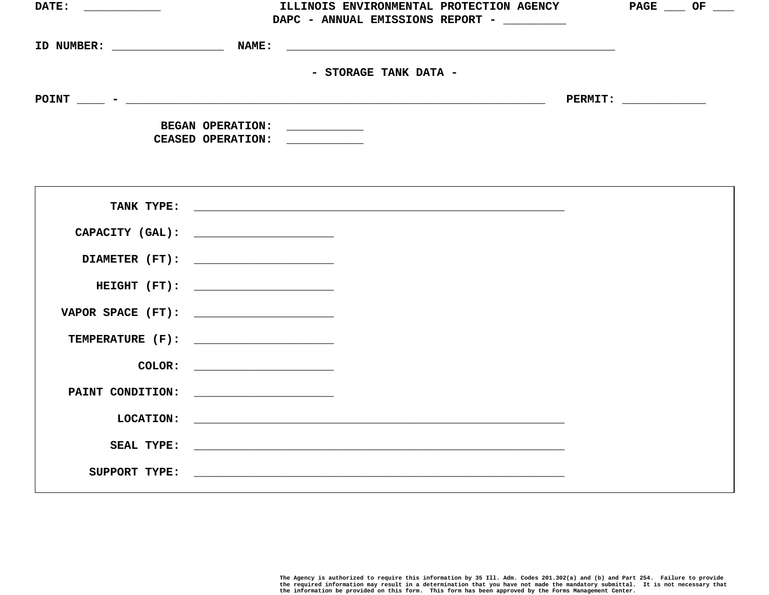DATE: ___________ **ILLINOIS ENVIRONMENTAL PROTECTION AGENCY** PAGE ___ OF ___

**DAPC - ANNUAL EMISSIONS REPORT - _________**

ID NUMBER: ________________ NAME: _______________________________________________

## - STORAGE TANK DATA -

POINT ____ - ____________________________________________________________ PERMIT: ____________

BEGAN OPERATION: ___________

CEASED OPERATION: ___________

| | |
|---|---|
| TANK TYPE: | _____________________________________________________ |
| CAPACITY (GAL): | ____________________ |
| DIAMETER (FT): | ____________________ |
| HEIGHT (FT): | ____________________ |
| VAPOR SPACE (FT): | ____________________ |
| TEMPERATURE (F): | ____________________ |
| COLOR: | ____________________ |
| PAINT CONDITION: | ____________________ |
| LOCATION: | _____________________________________________________ |
| SEAL TYPE: | _____________________________________________________ |
| SUPPORT TYPE: | _____________________________________________________ |

The Agency is authorized to require this information by 35 Ill. Adm. Codes 201.302(a) and (b) and Part 254. Failure to provide the required information may result in a determination that you have not made the mandatory submittal. It is not necessary that the information be provided on this form. This form has been approved by the Forms Management Center.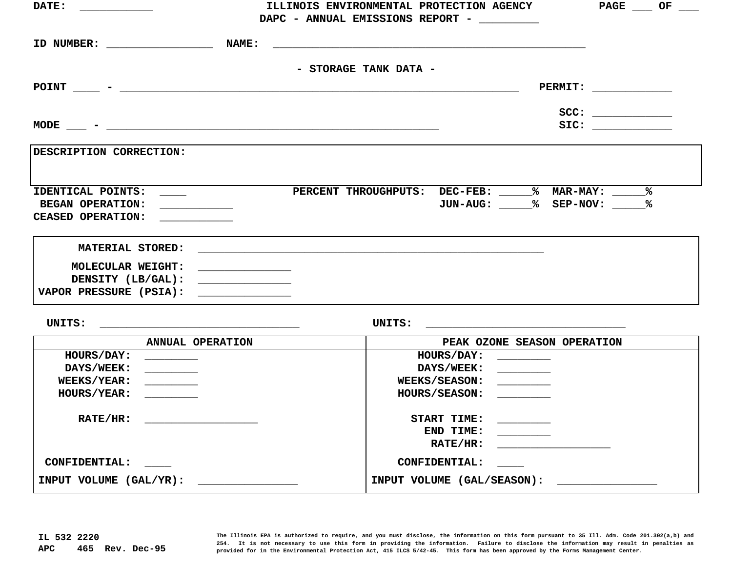DATE: ___________ **ILLINOIS ENVIRONMENTAL PROTECTION AGENCY** PAGE ___ OF ___

**DAPC - ANNUAL EMISSIONS REPORT - _________**

ID NUMBER: ________________ NAME: ______________________________________________

## - STORAGE TANK DATA -

POINT ____ - ____________________________________________________________ PERMIT: ____________

SCC: ____________

MODE ___ - __________________________________________________ SIC: ____________

| DESCRIPTION CORRECTION: |
|---|
| |

IDENTICAL POINTS: ____

BEGAN OPERATION: ___________

CEASED OPERATION: ___________

PERCENT THROUGHPUTS: DEC-FEB: _____% MAR-MAY: _____% JUN-AUG: _____% SEP-NOV: _____%

| | |
|---|---|
| MATERIAL STORED: | ____________________________________________________ |
| MOLECULAR WEIGHT: | ______________ |
| DENSITY (LB/GAL): | ______________ |
| VAPOR PRESSURE (PSIA): | ______________ |

UNITS: ______________________________ UNITS: ______________________________

| ANNUAL OPERATION | PEAK OZONE SEASON OPERATION |
|---|---|
| HOURS/DAY: ________ | HOURS/DAY: ________ |
| DAYS/WEEK: ________ | DAYS/WEEK: ________ |
| WEEKS/YEAR: ________ | WEEKS/SEASON: ________ |
| HOURS/YEAR: ________ | HOURS/SEASON: ________ |
| RATE/HR: _________________ | START TIME: ________ |
| | END TIME: ________ |
| | RATE/HR: _________________ |
| CONFIDENTIAL: ____ | CONFIDENTIAL: ____ |
| INPUT VOLUME (GAL/YR): _______________ | INPUT VOLUME (GAL/SEASON): _______________ |

IL 532 2220
APC 465 Rev. Dec-95

The Illinois EPA is authorized to require, and you must disclose, the information on this form pursuant to 35 Ill. Adm. Code 201.302(a,b) and 254. It is not necessary to use this form in providing the information. Failure to disclose the information may result in penalties as provided for in the Environmental Protection Act, 415 ILCS 5/42-45. This form has been approved by the Forms Management Center.